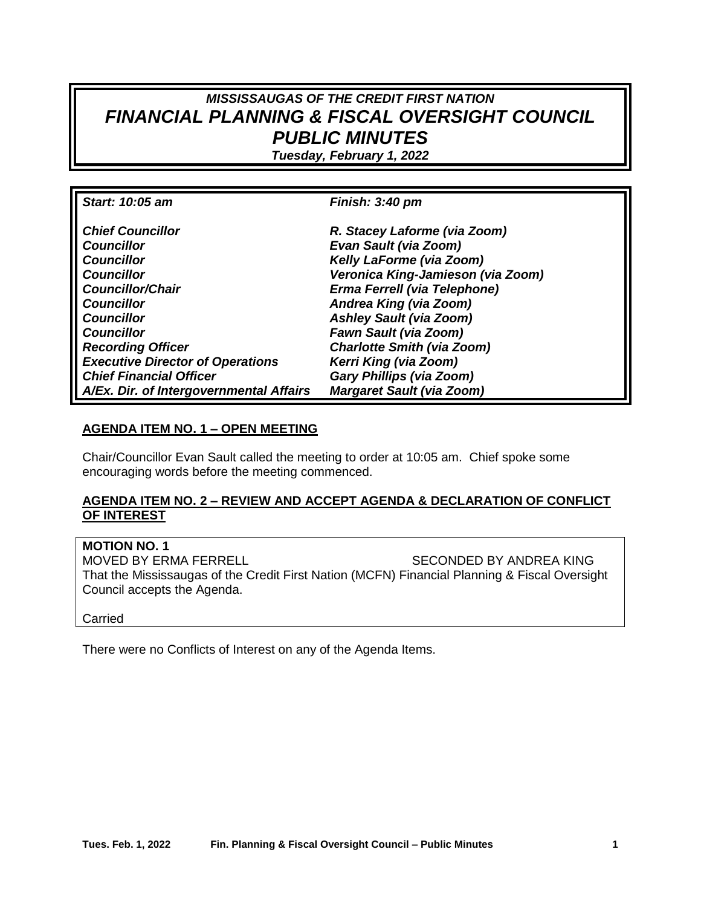# *MISSISSAUGAS OF THE CREDIT FIRST NATION*
# *FINANCIAL PLANNING & FISCAL OVERSIGHT COUNCIL PUBLIC MINUTES*
***Tuesday, February 1, 2022***

| | |
|---|---|
| ***Start: 10:05 am*** | ***Finish: 3:40 pm*** |
| ***Chief Councillor*** | ***R. Stacey Laforme (via Zoom)*** |
| ***Councillor*** | ***Evan Sault (via Zoom)*** |
| ***Councillor*** | ***Kelly LaForme (via Zoom)*** |
| ***Councillor*** | ***Veronica King-Jamieson (via Zoom)*** |
| ***Councillor/Chair*** | ***Erma Ferrell (via Telephone)*** |
| ***Councillor*** | ***Andrea King (via Zoom)*** |
| ***Councillor*** | ***Ashley Sault (via Zoom)*** |
| ***Councillor*** | ***Fawn Sault (via Zoom)*** |
| ***Recording Officer*** | ***Charlotte Smith (via Zoom)*** |
| ***Executive Director of Operations*** | ***Kerri King (via Zoom)*** |
| ***Chief Financial Officer*** | ***Gary Phillips (via Zoom)*** |
| ***A/Ex. Dir. of Intergovernmental Affairs*** | ***Margaret Sault (via Zoom)*** |

## AGENDA ITEM NO. 1 – OPEN MEETING

Chair/Councillor Evan Sault called the meeting to order at 10:05 am. Chief spoke some encouraging words before the meeting commenced.

## AGENDA ITEM NO. 2 – REVIEW AND ACCEPT AGENDA & DECLARATION OF CONFLICT OF INTEREST

**MOTION NO. 1**
MOVED BY ERMA FERRELL SECONDED BY ANDREA KING
That the Mississaugas of the Credit First Nation (MCFN) Financial Planning & Fiscal Oversight Council accepts the Agenda.

Carried

There were no Conflicts of Interest on any of the Agenda Items.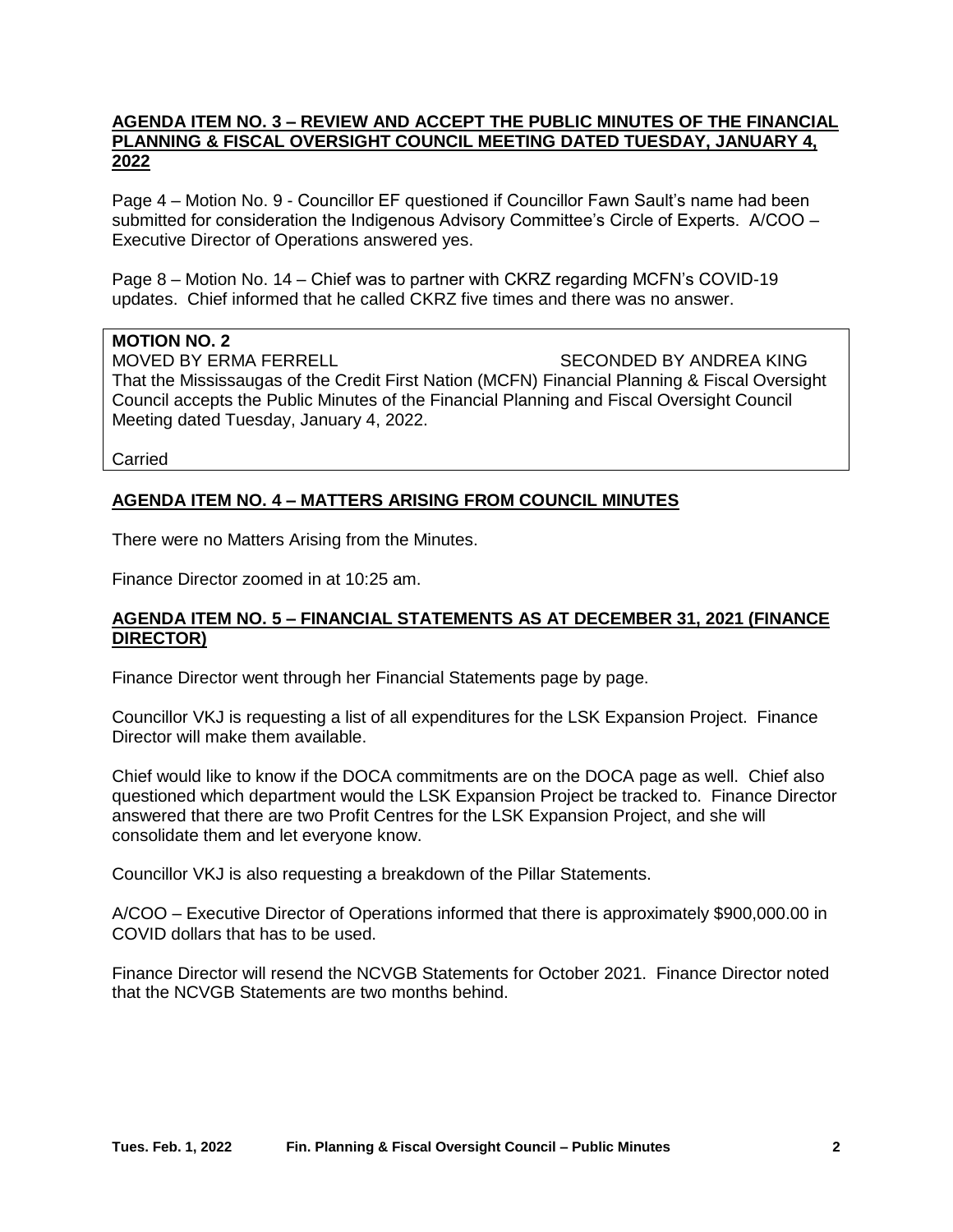**AGENDA ITEM NO. 3 – REVIEW AND ACCEPT THE PUBLIC MINUTES OF THE FINANCIAL PLANNING & FISCAL OVERSIGHT COUNCIL MEETING DATED TUESDAY, JANUARY 4, 2022**

Page 4 – Motion No. 9 - Councillor EF questioned if Councillor Fawn Sault's name had been submitted for consideration the Indigenous Advisory Committee's Circle of Experts. A/COO – Executive Director of Operations answered yes.

Page 8 – Motion No. 14 – Chief was to partner with CKRZ regarding MCFN's COVID-19 updates. Chief informed that he called CKRZ five times and there was no answer.

**MOTION NO. 2**
MOVED BY ERMA FERRELL SECONDED BY ANDREA KING
That the Mississaugas of the Credit First Nation (MCFN) Financial Planning & Fiscal Oversight Council accepts the Public Minutes of the Financial Planning and Fiscal Oversight Council Meeting dated Tuesday, January 4, 2022.

Carried

**AGENDA ITEM NO. 4 – MATTERS ARISING FROM COUNCIL MINUTES**

There were no Matters Arising from the Minutes.

Finance Director zoomed in at 10:25 am.

**AGENDA ITEM NO. 5 – FINANCIAL STATEMENTS AS AT DECEMBER 31, 2021 (FINANCE DIRECTOR)**

Finance Director went through her Financial Statements page by page.

Councillor VKJ is requesting a list of all expenditures for the LSK Expansion Project. Finance Director will make them available.

Chief would like to know if the DOCA commitments are on the DOCA page as well. Chief also questioned which department would the LSK Expansion Project be tracked to. Finance Director answered that there are two Profit Centres for the LSK Expansion Project, and she will consolidate them and let everyone know.

Councillor VKJ is also requesting a breakdown of the Pillar Statements.

A/COO – Executive Director of Operations informed that there is approximately $900,000.00 in COVID dollars that has to be used.

Finance Director will resend the NCVGB Statements for October 2021. Finance Director noted that the NCVGB Statements are two months behind.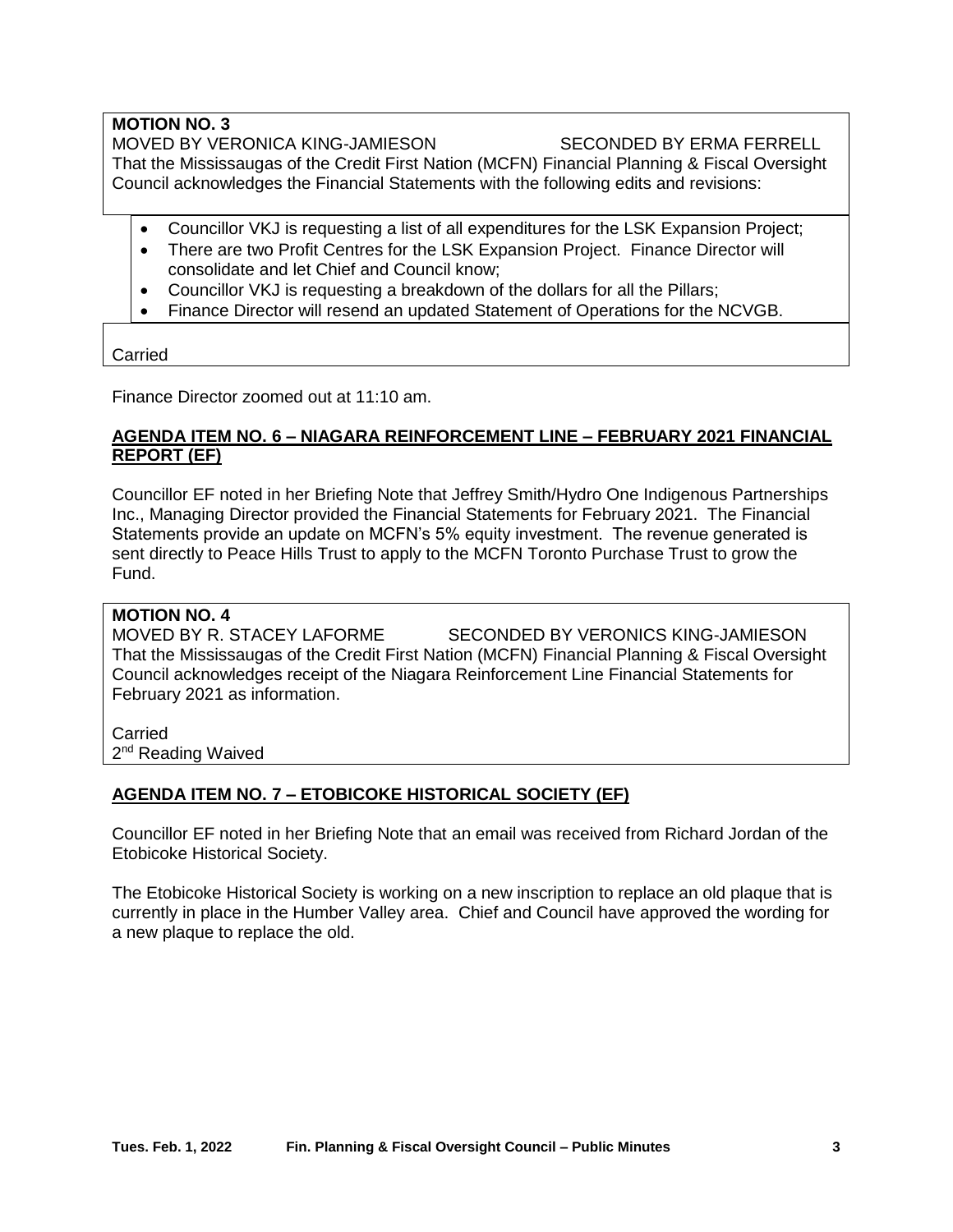**MOTION NO. 3**
MOVED BY VERONICA KING-JAMIESON SECONDED BY ERMA FERRELL
That the Mississaugas of the Credit First Nation (MCFN) Financial Planning & Fiscal Oversight Council acknowledges the Financial Statements with the following edits and revisions:

- Councillor VKJ is requesting a list of all expenditures for the LSK Expansion Project;
- There are two Profit Centres for the LSK Expansion Project. Finance Director will consolidate and let Chief and Council know;
- Councillor VKJ is requesting a breakdown of the dollars for all the Pillars;
- Finance Director will resend an updated Statement of Operations for the NCVGB.

Carried

Finance Director zoomed out at 11:10 am.

## AGENDA ITEM NO. 6 – NIAGARA REINFORCEMENT LINE – FEBRUARY 2021 FINANCIAL REPORT (EF)

Councillor EF noted in her Briefing Note that Jeffrey Smith/Hydro One Indigenous Partnerships Inc., Managing Director provided the Financial Statements for February 2021. The Financial Statements provide an update on MCFN's 5% equity investment. The revenue generated is sent directly to Peace Hills Trust to apply to the MCFN Toronto Purchase Trust to grow the Fund.

**MOTION NO. 4**
MOVED BY R. STACEY LAFORME SECONDED BY VERONICS KING-JAMIESON
That the Mississaugas of the Credit First Nation (MCFN) Financial Planning & Fiscal Oversight Council acknowledges receipt of the Niagara Reinforcement Line Financial Statements for February 2021 as information.

Carried
2nd Reading Waived

## AGENDA ITEM NO. 7 – ETOBICOKE HISTORICAL SOCIETY (EF)

Councillor EF noted in her Briefing Note that an email was received from Richard Jordan of the Etobicoke Historical Society.

The Etobicoke Historical Society is working on a new inscription to replace an old plaque that is currently in place in the Humber Valley area. Chief and Council have approved the wording for a new plaque to replace the old.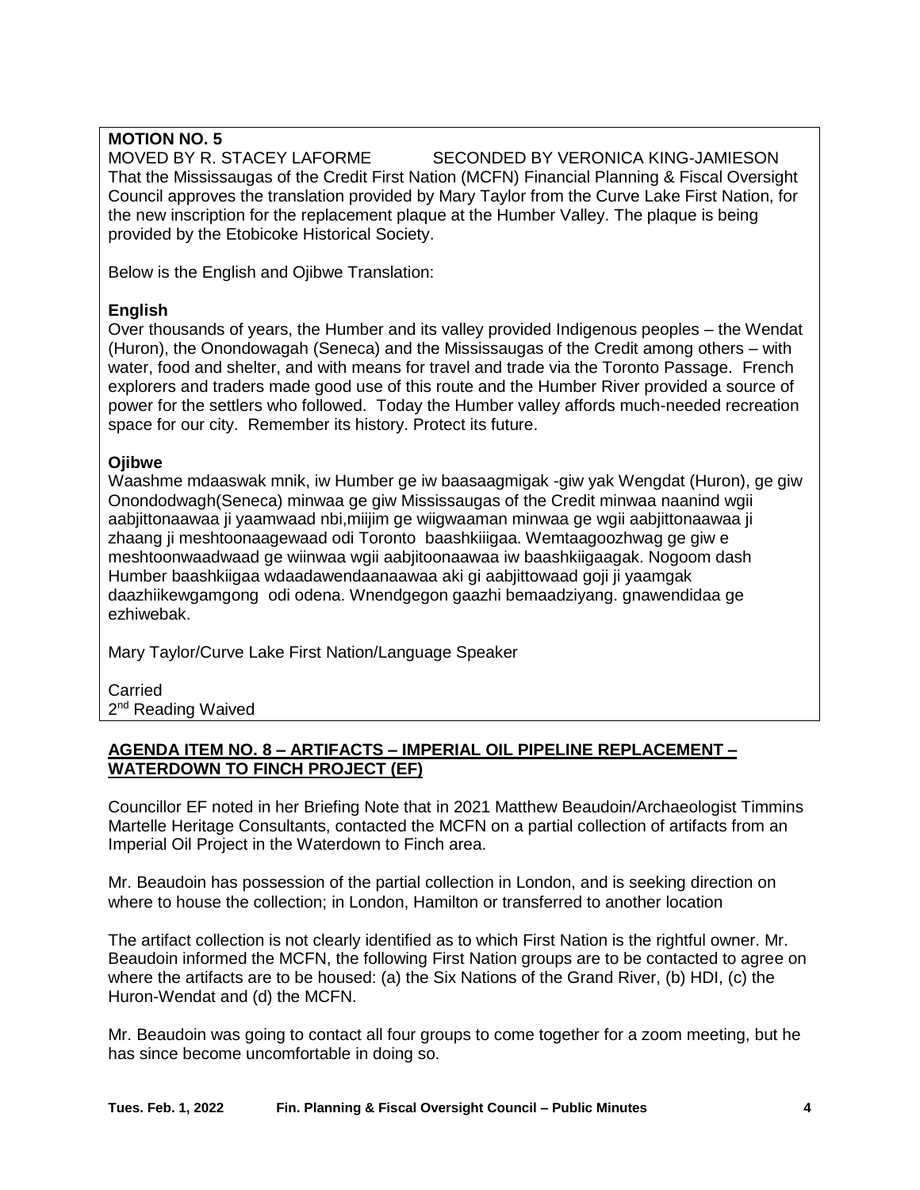**MOTION NO. 5**

MOVED BY R. STACEY LAFORME SECONDED BY VERONICA KING-JAMIESON

That the Mississaugas of the Credit First Nation (MCFN) Financial Planning & Fiscal Oversight Council approves the translation provided by Mary Taylor from the Curve Lake First Nation, for the new inscription for the replacement plaque at the Humber Valley. The plaque is being provided by the Etobicoke Historical Society.

Below is the English and Ojibwe Translation:

**English**

Over thousands of years, the Humber and its valley provided Indigenous peoples – the Wendat (Huron), the Onondowagah (Seneca) and the Mississaugas of the Credit among others – with water, food and shelter, and with means for travel and trade via the Toronto Passage. French explorers and traders made good use of this route and the Humber River provided a source of power for the settlers who followed. Today the Humber valley affords much-needed recreation space for our city. Remember its history. Protect its future.

**Ojibwe**

Waashme mdaaswak mnik, iw Humber ge iw baasaagmigak -giw yak Wengdat (Huron), ge giw Onondodwagh(Seneca) minwaa ge giw Mississaugas of the Credit minwaa naanind wgii aabjittonaawaa ji yaamwaad nbi,miijim ge wiigwaaman minwaa ge wgii aabjittonaawaa ji zhaang ji meshtoonaagewaad odi Toronto baashkiiigaa. Wemtaagoozhwag ge giw e meshtoonwaadwaad ge wiinwaa wgii aabjitoonaawaa iw baashkiigaagak. Nogoom dash Humber baashkiigaa wdaadawendaanaawaa aki gi aabjittowaad goji ji yaamgak daazhiikewgamgong odi odena. Wnendgegon gaazhi bemaadziyang. gnawendidaa ge ezhiwebak.

Mary Taylor/Curve Lake First Nation/Language Speaker

Carried
2nd Reading Waived

## AGENDA ITEM NO. 8 – ARTIFACTS – IMPERIAL OIL PIPELINE REPLACEMENT – WATERDOWN TO FINCH PROJECT (EF)

Councillor EF noted in her Briefing Note that in 2021 Matthew Beaudoin/Archaeologist Timmins Martelle Heritage Consultants, contacted the MCFN on a partial collection of artifacts from an Imperial Oil Project in the Waterdown to Finch area.

Mr. Beaudoin has possession of the partial collection in London, and is seeking direction on where to house the collection; in London, Hamilton or transferred to another location

The artifact collection is not clearly identified as to which First Nation is the rightful owner. Mr. Beaudoin informed the MCFN, the following First Nation groups are to be contacted to agree on where the artifacts are to be housed: (a) the Six Nations of the Grand River, (b) HDI, (c) the Huron-Wendat and (d) the MCFN.

Mr. Beaudoin was going to contact all four groups to come together for a zoom meeting, but he has since become uncomfortable in doing so.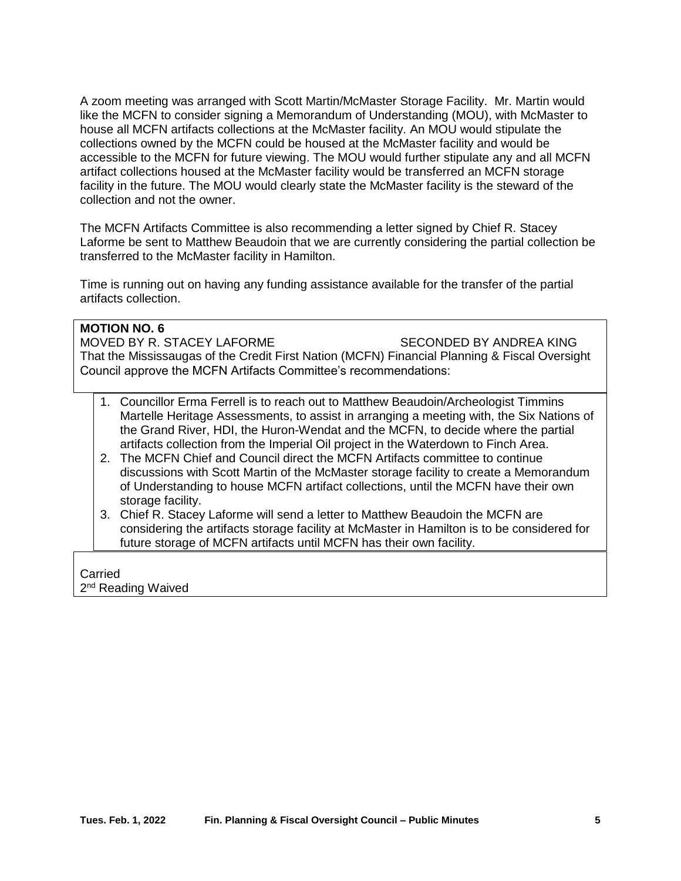A zoom meeting was arranged with Scott Martin/McMaster Storage Facility. Mr. Martin would like the MCFN to consider signing a Memorandum of Understanding (MOU), with McMaster to house all MCFN artifacts collections at the McMaster facility. An MOU would stipulate the collections owned by the MCFN could be housed at the McMaster facility and would be accessible to the MCFN for future viewing. The MOU would further stipulate any and all MCFN artifact collections housed at the McMaster facility would be transferred an MCFN storage facility in the future. The MOU would clearly state the McMaster facility is the steward of the collection and not the owner.

The MCFN Artifacts Committee is also recommending a letter signed by Chief R. Stacey Laforme be sent to Matthew Beaudoin that we are currently considering the partial collection be transferred to the McMaster facility in Hamilton.

Time is running out on having any funding assistance available for the transfer of the partial artifacts collection.

**MOTION NO. 6**

MOVED BY R. STACEY LAFORME SECONDED BY ANDREA KING

That the Mississaugas of the Credit First Nation (MCFN) Financial Planning & Fiscal Oversight Council approve the MCFN Artifacts Committee's recommendations:

1. Councillor Erma Ferrell is to reach out to Matthew Beaudoin/Archeologist Timmins Martelle Heritage Assessments, to assist in arranging a meeting with, the Six Nations of the Grand River, HDI, the Huron-Wendat and the MCFN, to decide where the partial artifacts collection from the Imperial Oil project in the Waterdown to Finch Area.
2. The MCFN Chief and Council direct the MCFN Artifacts committee to continue discussions with Scott Martin of the McMaster storage facility to create a Memorandum of Understanding to house MCFN artifact collections, until the MCFN have their own storage facility.
3. Chief R. Stacey Laforme will send a letter to Matthew Beaudoin the MCFN are considering the artifacts storage facility at McMaster in Hamilton is to be considered for future storage of MCFN artifacts until MCFN has their own facility.

Carried
2nd Reading Waived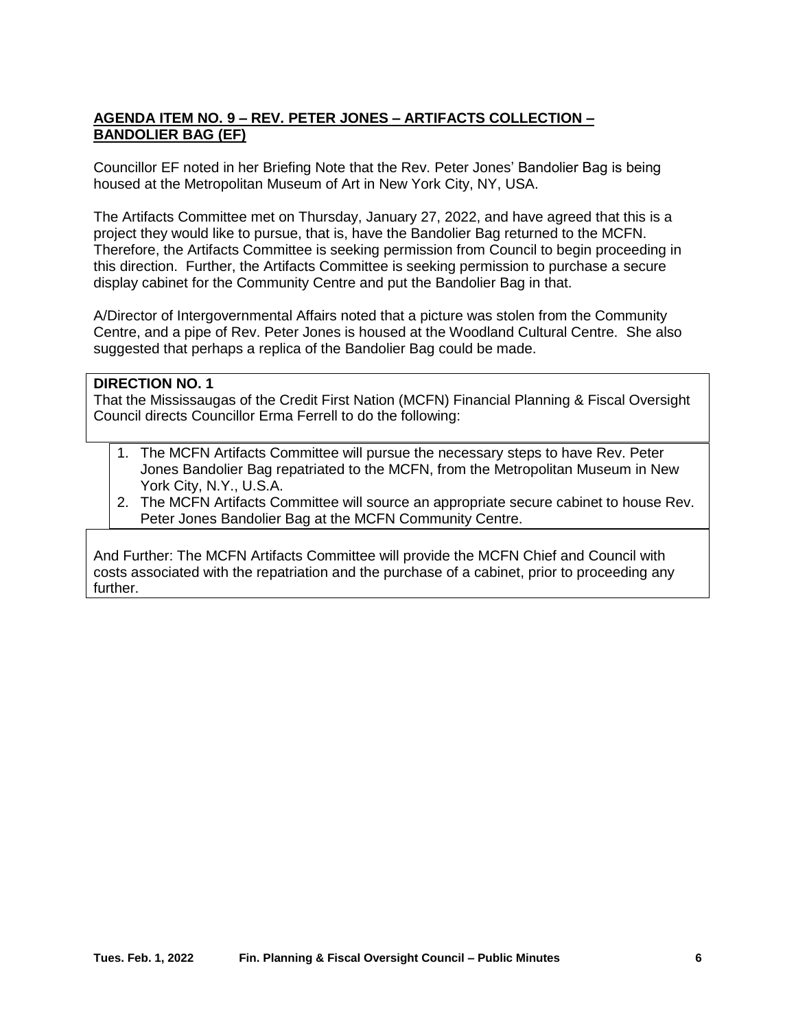## AGENDA ITEM NO. 9 – REV. PETER JONES – ARTIFACTS COLLECTION – BANDOLIER BAG (EF)

Councillor EF noted in her Briefing Note that the Rev. Peter Jones' Bandolier Bag is being housed at the Metropolitan Museum of Art in New York City, NY, USA.

The Artifacts Committee met on Thursday, January 27, 2022, and have agreed that this is a project they would like to pursue, that is, have the Bandolier Bag returned to the MCFN. Therefore, the Artifacts Committee is seeking permission from Council to begin proceeding in this direction. Further, the Artifacts Committee is seeking permission to purchase a secure display cabinet for the Community Centre and put the Bandolier Bag in that.

A/Director of Intergovernmental Affairs noted that a picture was stolen from the Community Centre, and a pipe of Rev. Peter Jones is housed at the Woodland Cultural Centre. She also suggested that perhaps a replica of the Bandolier Bag could be made.

**DIRECTION NO. 1**

That the Mississaugas of the Credit First Nation (MCFN) Financial Planning & Fiscal Oversight Council directs Councillor Erma Ferrell to do the following:

1. The MCFN Artifacts Committee will pursue the necessary steps to have Rev. Peter Jones Bandolier Bag repatriated to the MCFN, from the Metropolitan Museum in New York City, N.Y., U.S.A.
2. The MCFN Artifacts Committee will source an appropriate secure cabinet to house Rev. Peter Jones Bandolier Bag at the MCFN Community Centre.

And Further: The MCFN Artifacts Committee will provide the MCFN Chief and Council with costs associated with the repatriation and the purchase of a cabinet, prior to proceeding any further.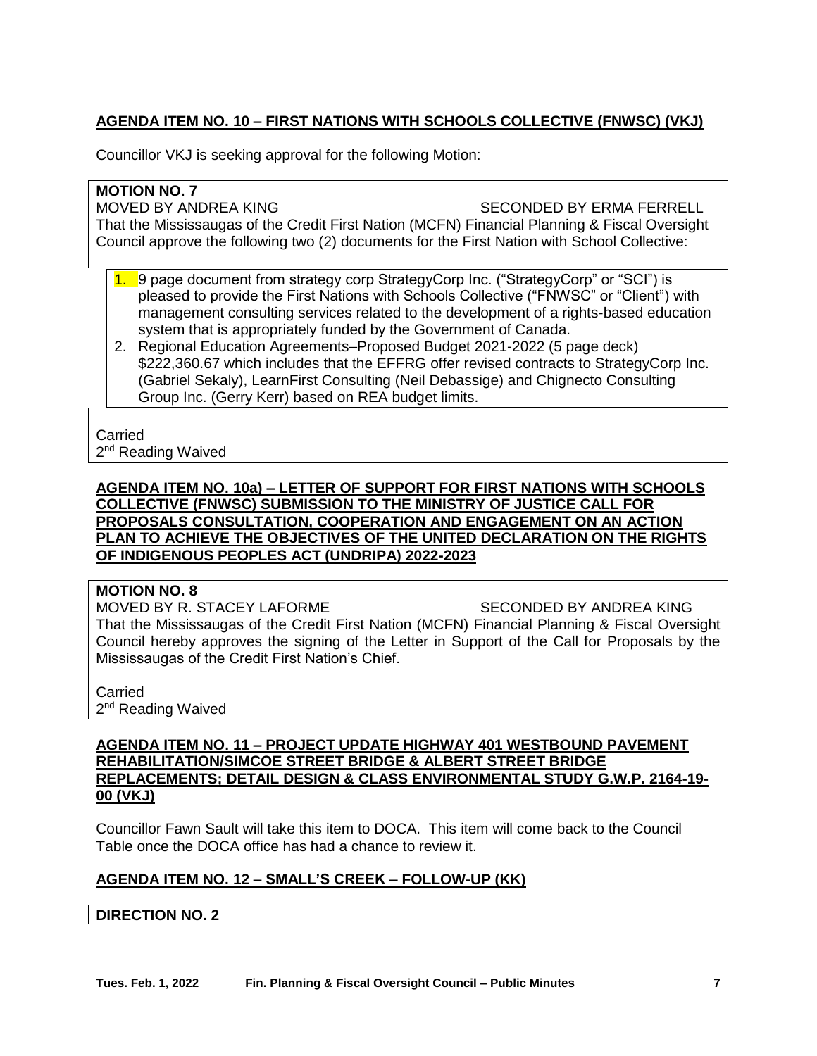## AGENDA ITEM NO. 10 – FIRST NATIONS WITH SCHOOLS COLLECTIVE (FNWSC) (VKJ)

Councillor VKJ is seeking approval for the following Motion:

**MOTION NO. 7**

MOVED BY ANDREA KING SECONDED BY ERMA FERRELL

That the Mississaugas of the Credit First Nation (MCFN) Financial Planning & Fiscal Oversight Council approve the following two (2) documents for the First Nation with School Collective:

1. 9 page document from strategy corp StrategyCorp Inc. ("StrategyCorp" or "SCI") is pleased to provide the First Nations with Schools Collective ("FNWSC" or "Client") with management consulting services related to the development of a rights-based education system that is appropriately funded by the Government of Canada.
2. Regional Education Agreements–Proposed Budget 2021-2022 (5 page deck) $222,360.67 which includes that the EFFRG offer revised contracts to StrategyCorp Inc. (Gabriel Sekaly), LearnFirst Consulting (Neil Debassige) and Chignecto Consulting Group Inc. (Gerry Kerr) based on REA budget limits.

Carried
2nd Reading Waived

## AGENDA ITEM NO. 10a) – LETTER OF SUPPORT FOR FIRST NATIONS WITH SCHOOLS COLLECTIVE (FNWSC) SUBMISSION TO THE MINISTRY OF JUSTICE CALL FOR PROPOSALS CONSULTATION, COOPERATION AND ENGAGEMENT ON AN ACTION PLAN TO ACHIEVE THE OBJECTIVES OF THE UNITED DECLARATION ON THE RIGHTS OF INDIGENOUS PEOPLES ACT (UNDRIPA) 2022-2023

**MOTION NO. 8**

MOVED BY R. STACEY LAFORME SECONDED BY ANDREA KING

That the Mississaugas of the Credit First Nation (MCFN) Financial Planning & Fiscal Oversight Council hereby approves the signing of the Letter in Support of the Call for Proposals by the Mississaugas of the Credit First Nation's Chief.

Carried
2nd Reading Waived

## AGENDA ITEM NO. 11 – PROJECT UPDATE HIGHWAY 401 WESTBOUND PAVEMENT REHABILITATION/SIMCOE STREET BRIDGE & ALBERT STREET BRIDGE REPLACEMENTS; DETAIL DESIGN & CLASS ENVIRONMENTAL STUDY G.W.P. 2164-19-00 (VKJ)

Councillor Fawn Sault will take this item to DOCA. This item will come back to the Council Table once the DOCA office has had a chance to review it.

## AGENDA ITEM NO. 12 – SMALL'S CREEK – FOLLOW-UP (KK)

**DIRECTION NO. 2**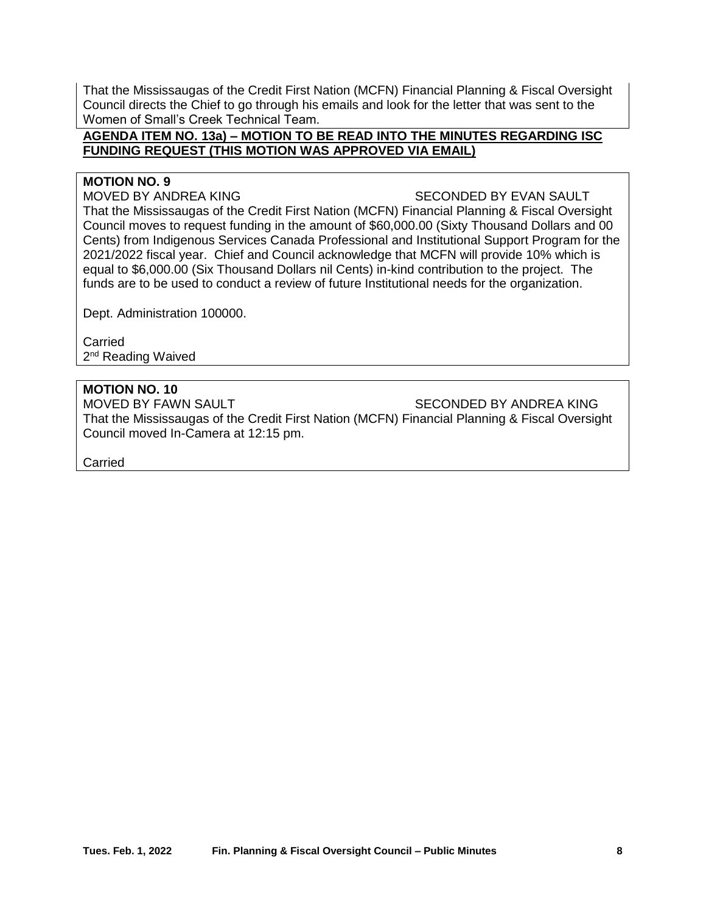That the Mississaugas of the Credit First Nation (MCFN) Financial Planning & Fiscal Oversight Council directs the Chief to go through his emails and look for the letter that was sent to the Women of Small's Creek Technical Team.

**AGENDA ITEM NO. 13a) – MOTION TO BE READ INTO THE MINUTES REGARDING ISC FUNDING REQUEST (THIS MOTION WAS APPROVED VIA EMAIL)**

**MOTION NO. 9**

MOVED BY ANDREA KING SECONDED BY EVAN SAULT

That the Mississaugas of the Credit First Nation (MCFN) Financial Planning & Fiscal Oversight Council moves to request funding in the amount of $60,000.00 (Sixty Thousand Dollars and 00 Cents) from Indigenous Services Canada Professional and Institutional Support Program for the 2021/2022 fiscal year. Chief and Council acknowledge that MCFN will provide 10% which is equal to $6,000.00 (Six Thousand Dollars nil Cents) in-kind contribution to the project. The funds are to be used to conduct a review of future Institutional needs for the organization.

Dept. Administration 100000.

Carried
2nd Reading Waived

**MOTION NO. 10**

MOVED BY FAWN SAULT SECONDED BY ANDREA KING

That the Mississaugas of the Credit First Nation (MCFN) Financial Planning & Fiscal Oversight Council moved In-Camera at 12:15 pm.

Carried